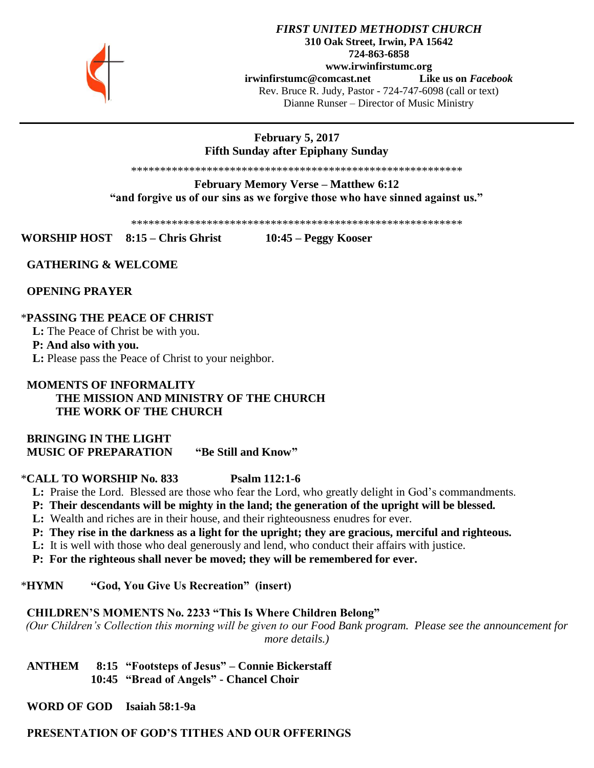***FIRST UNITED METHODIST CHURCH***
**310 Oak Street, Irwin, PA 15642**
**724-863-6858**
**www.irwinfirstumc.org**
**irwinfirstumc@comcast.net** **Like us on *Facebook***
Rev. Bruce R. Judy, Pastor - 724-747-6098 (call or text)
Dianne Runser – Director of Music Ministry

---

**February 5, 2017**
**Fifth Sunday after Epiphany Sunday**

**********************************************************

**February Memory Verse – Matthew 6:12**
**"and forgive us of our sins as we forgive those who have sinned against us."**

**********************************************************

**WORSHIP HOST 8:15 – Chris Ghrist 10:45 – Peggy Kooser**

**GATHERING & WELCOME**

**OPENING PRAYER**

***PASSING THE PEACE OF CHRIST**
**L:** The Peace of Christ be with you.
**P: And also with you.**
**L:** Please pass the Peace of Christ to your neighbor.

**MOMENTS OF INFORMALITY**
**THE MISSION AND MINISTRY OF THE CHURCH**
**THE WORK OF THE CHURCH**

**BRINGING IN THE LIGHT**
**MUSIC OF PREPARATION "Be Still and Know"**

***CALL TO WORSHIP No. 833 Psalm 112:1-6**
**L:** Praise the Lord. Blessed are those who fear the Lord, who greatly delight in God's commandments.
**P: Their descendants will be mighty in the land; the generation of the upright will be blessed.**
**L:** Wealth and riches are in their house, and their righteousness enudres for ever.
**P: They rise in the darkness as a light for the upright; they are gracious, merciful and righteous.**
**L:** It is well with those who deal generously and lend, who conduct their affairs with justice.
**P: For the righteous shall never be moved; they will be remembered for ever.**

***HYMN "God, You Give Us Recreation" (insert)**

**CHILDREN'S MOMENTS No. 2233 "This Is Where Children Belong"**
*(Our Children's Collection this morning will be given to our Food Bank program. Please see the announcement for more details.)*

**ANTHEM 8:15 "Footsteps of Jesus" – Connie Bickerstaff**
**10:45 "Bread of Angels" - Chancel Choir**

**WORD OF GOD Isaiah 58:1-9a**

**PRESENTATION OF GOD'S TITHES AND OUR OFFERINGS**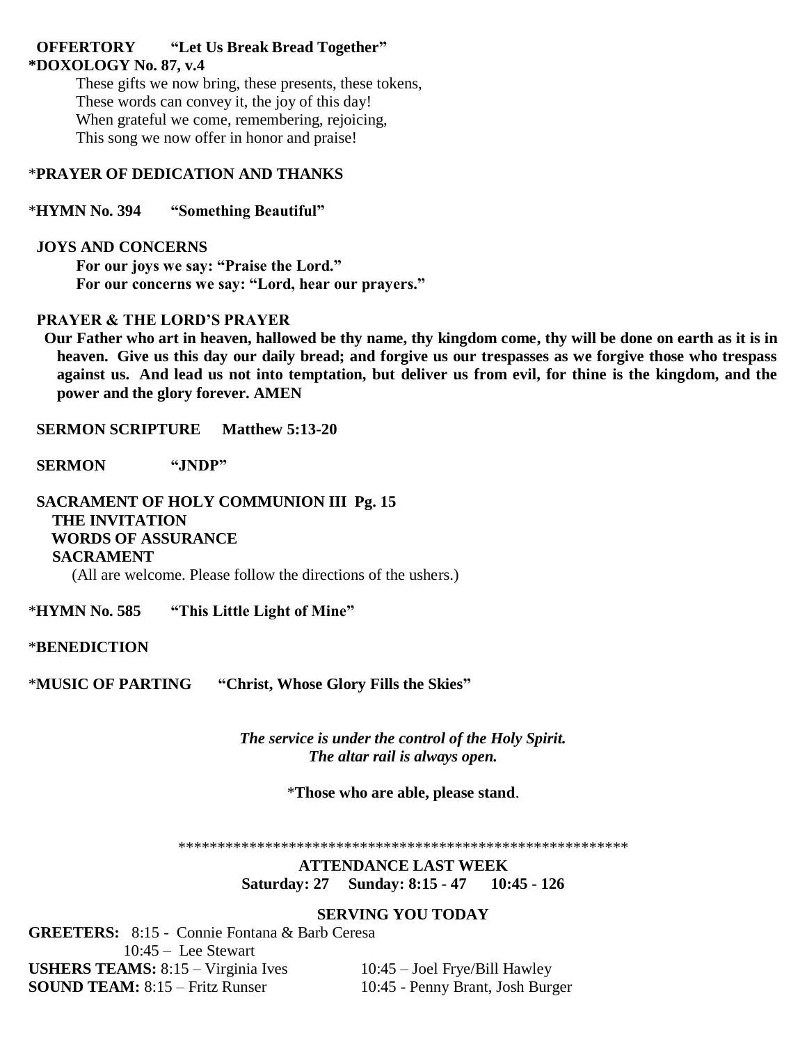**OFFERTORY "Let Us Break Bread Together"**

**\*DOXOLOGY No. 87, v.4**

These gifts we now bring, these presents, these tokens,
These words can convey it, the joy of this day!
When grateful we come, remembering, rejoicing,
This song we now offer in honor and praise!

\***PRAYER OF DEDICATION AND THANKS**

\***HYMN No. 394 "Something Beautiful"**

**JOYS AND CONCERNS**

**For our joys we say: "Praise the Lord."**
**For our concerns we say: "Lord, hear our prayers."**

**PRAYER & THE LORD'S PRAYER**

**Our Father who art in heaven, hallowed be thy name, thy kingdom come, thy will be done on earth as it is in heaven. Give us this day our daily bread; and forgive us our trespasses as we forgive those who trespass against us. And lead us not into temptation, but deliver us from evil, for thine is the kingdom, and the power and the glory forever. AMEN**

**SERMON SCRIPTURE Matthew 5:13-20**

**SERMON "JNDP"**

**SACRAMENT OF HOLY COMMUNION III Pg. 15**
**THE INVITATION**
**WORDS OF ASSURANCE**
**SACRAMENT**
(All are welcome. Please follow the directions of the ushers.)

\***HYMN No. 585 "This Little Light of Mine"**

\***BENEDICTION**

\***MUSIC OF PARTING "Christ, Whose Glory Fills the Skies"**

***The service is under the control of the Holy Spirit.***
***The altar rail is always open.***

\***Those who are able, please stand**.

\*\*\*\*\*\*\*\*\*\*\*\*\*\*\*\*\*\*\*\*\*\*\*\*\*\*\*\*\*\*\*\*\*\*\*\*\*\*\*\*\*\*\*\*\*\*\*\*\*\*\*\*\*\*\*\*\*\*

**ATTENDANCE LAST WEEK**
**Saturday: 27 Sunday: 8:15 - 47 10:45 - 126**

**SERVING YOU TODAY**

**GREETERS:** 8:15 - Connie Fontana & Barb Ceresa
10:45 – Lee Stewart

**USHERS TEAMS:** 8:15 – Virginia Ives 10:45 – Joel Frye/Bill Hawley

**SOUND TEAM:** 8:15 – Fritz Runser 10:45 - Penny Brant, Josh Burger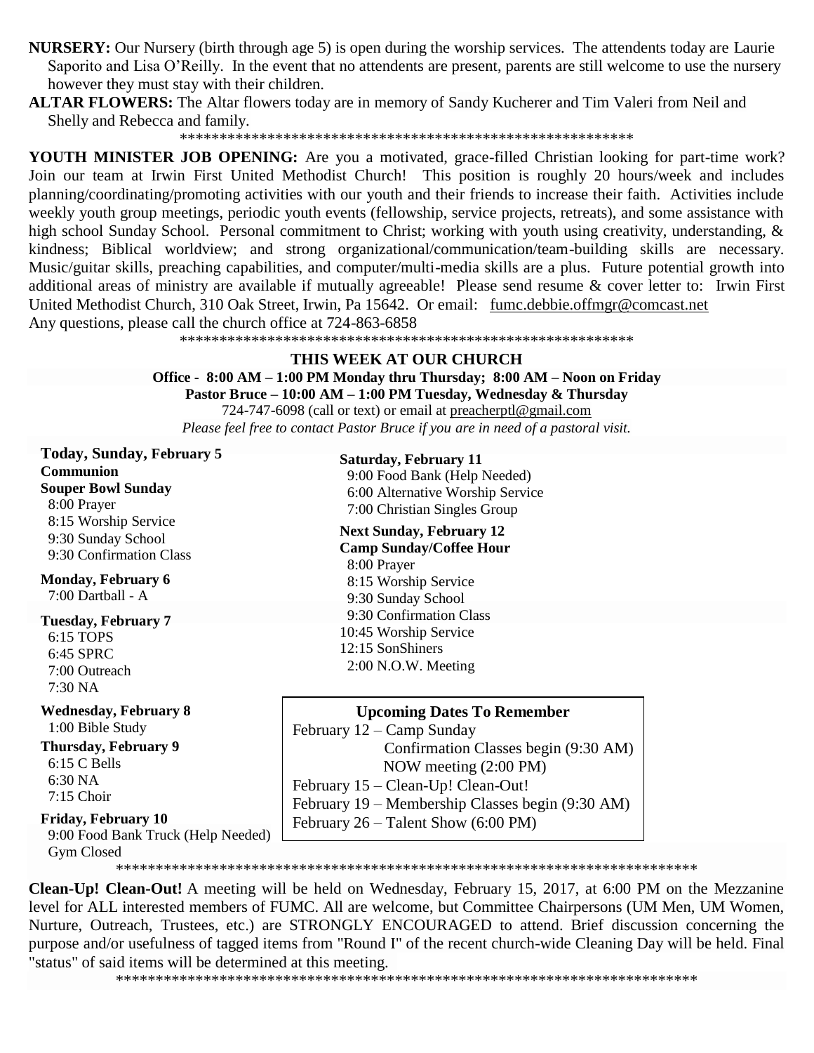**NURSERY:** Our Nursery (birth through age 5) is open during the worship services. The attendents today are Laurie Saporito and Lisa O'Reilly. In the event that no attendents are present, parents are still welcome to use the nursery however they must stay with their children.

**ALTAR FLOWERS:** The Altar flowers today are in memory of Sandy Kucherer and Tim Valeri from Neil and Shelly and Rebecca and family.

\*\*\*\*\*\*\*\*\*\*\*\*\*\*\*\*\*\*\*\*\*\*\*\*\*\*\*\*\*\*\*\*\*\*\*\*\*\*\*\*\*\*\*\*\*\*\*\*\*\*\*\*\*\*\*\*\*\*\*\*

**YOUTH MINISTER JOB OPENING:** Are you a motivated, grace-filled Christian looking for part-time work? Join our team at Irwin First United Methodist Church! This position is roughly 20 hours/week and includes planning/coordinating/promoting activities with our youth and their friends to increase their faith. Activities include weekly youth group meetings, periodic youth events (fellowship, service projects, retreats), and some assistance with high school Sunday School. Personal commitment to Christ; working with youth using creativity, understanding, & kindness; Biblical worldview; and strong organizational/communication/team-building skills are necessary. Music/guitar skills, preaching capabilities, and computer/multi-media skills are a plus. Future potential growth into additional areas of ministry are available if mutually agreeable! Please send resume & cover letter to: Irwin First United Methodist Church, 310 Oak Street, Irwin, Pa 15642. Or email: fumc.debbie.offmgr@comcast.net
Any questions, please call the church office at 724-863-6858

\*\*\*\*\*\*\*\*\*\*\*\*\*\*\*\*\*\*\*\*\*\*\*\*\*\*\*\*\*\*\*\*\*\*\*\*\*\*\*\*\*\*\*\*\*\*\*\*\*\*\*\*\*\*\*\*\*\*\*\*

## THIS WEEK AT OUR CHURCH

**Office - 8:00 AM – 1:00 PM Monday thru Thursday; 8:00 AM – Noon on Friday**
**Pastor Bruce – 10:00 AM – 1:00 PM Tuesday, Wednesday & Thursday**
724-747-6098 (call or text) or email at preacherptl@gmail.com
*Please feel free to contact Pastor Bruce if you are in need of a pastoral visit.*

**Today, Sunday, February 5**
**Communion**
**Souper Bowl Sunday**
8:00 Prayer
8:15 Worship Service
9:30 Sunday School
9:30 Confirmation Class

**Monday, February 6**
7:00 Dartball - A

**Tuesday, February 7**
6:15 TOPS
6:45 SPRC
7:00 Outreach
7:30 NA

**Wednesday, February 8**
1:00 Bible Study

**Thursday, February 9**
6:15 C Bells
6:30 NA
7:15 Choir

**Friday, February 10**
9:00 Food Bank Truck (Help Needed)
Gym Closed

**Saturday, February 11**
9:00 Food Bank (Help Needed)
6:00 Alternative Worship Service
7:00 Christian Singles Group

**Next Sunday, February 12**
**Camp Sunday/Coffee Hour**
8:00 Prayer
8:15 Worship Service
9:30 Sunday School
9:30 Confirmation Class
10:45 Worship Service
12:15 SonShiners
2:00 N.O.W. Meeting

**Upcoming Dates To Remember**
February 12 – Camp Sunday
Confirmation Classes begin (9:30 AM)
NOW meeting (2:00 PM)
February 15 – Clean-Up! Clean-Out!
February 19 – Membership Classes begin (9:30 AM)
February 26 – Talent Show (6:00 PM)

\*\*\*\*\*\*\*\*\*\*\*\*\*\*\*\*\*\*\*\*\*\*\*\*\*\*\*\*\*\*\*\*\*\*\*\*\*\*\*\*\*\*\*\*\*\*\*\*\*\*\*\*\*\*\*\*\*\*\*\*\*\*\*\*\*\*\*\*\*\*\*\*\*\*

**Clean-Up! Clean-Out!** A meeting will be held on Wednesday, February 15, 2017, at 6:00 PM on the Mezzanine level for ALL interested members of FUMC. All are welcome, but Committee Chairpersons (UM Men, UM Women, Nurture, Outreach, Trustees, etc.) are STRONGLY ENCOURAGED to attend. Brief discussion concerning the purpose and/or usefulness of tagged items from "Round I" of the recent church-wide Cleaning Day will be held. Final "status" of said items will be determined at this meeting.

\*\*\*\*\*\*\*\*\*\*\*\*\*\*\*\*\*\*\*\*\*\*\*\*\*\*\*\*\*\*\*\*\*\*\*\*\*\*\*\*\*\*\*\*\*\*\*\*\*\*\*\*\*\*\*\*\*\*\*\*\*\*\*\*\*\*\*\*\*\*\*\*\*\*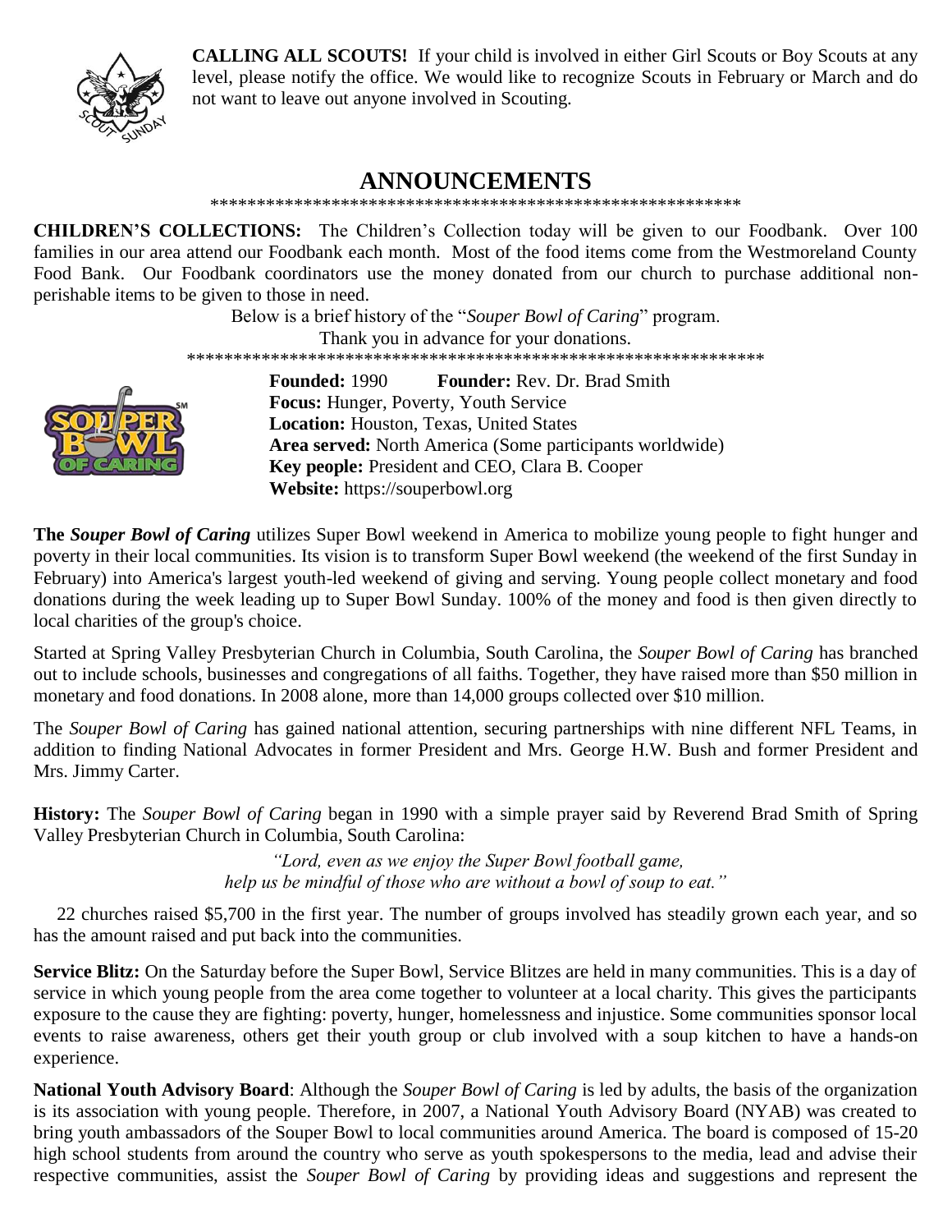**CALLING ALL SCOUTS!** If your child is involved in either Girl Scouts or Boy Scouts at any level, please notify the office. We would like to recognize Scouts in February or March and do not want to leave out anyone involved in Scouting.

## ANNOUNCEMENTS

\*\*\*\*\*\*\*\*\*\*\*\*\*\*\*\*\*\*\*\*\*\*\*\*\*\*\*\*\*\*\*\*\*\*\*\*\*\*\*\*\*\*\*\*\*\*\*\*\*\*\*\*\*\*\*\*\*\*

**CHILDREN'S COLLECTIONS:** The Children's Collection today will be given to our Foodbank. Over 100 families in our area attend our Foodbank each month. Most of the food items come from the Westmoreland County Food Bank. Our Foodbank coordinators use the money donated from our church to purchase additional non-perishable items to be given to those in need.

Below is a brief history of the "*Souper Bowl of Caring*" program.

Thank you in advance for your donations.

\*\*\*\*\*\*\*\*\*\*\*\*\*\*\*\*\*\*\*\*\*\*\*\*\*\*\*\*\*\*\*\*\*\*\*\*\*\*\*\*\*\*\*\*\*\*\*\*\*\*\*\*\*\*\*\*\*\*\*\*\*\*\*\*

**Founded:** 1990 **Founder:** Rev. Dr. Brad Smith
**Focus:** Hunger, Poverty, Youth Service
**Location:** Houston, Texas, United States
**Area served:** North America (Some participants worldwide)
**Key people:** President and CEO, Clara B. Cooper
**Website:** https://souperbowl.org

**The *Souper Bowl of Caring*** utilizes Super Bowl weekend in America to mobilize young people to fight hunger and poverty in their local communities. Its vision is to transform Super Bowl weekend (the weekend of the first Sunday in February) into America's largest youth-led weekend of giving and serving. Young people collect monetary and food donations during the week leading up to Super Bowl Sunday. 100% of the money and food is then given directly to local charities of the group's choice.

Started at Spring Valley Presbyterian Church in Columbia, South Carolina, the *Souper Bowl of Caring* has branched out to include schools, businesses and congregations of all faiths. Together, they have raised more than $50 million in monetary and food donations. In 2008 alone, more than 14,000 groups collected over $10 million.

The *Souper Bowl of Caring* has gained national attention, securing partnerships with nine different NFL Teams, in addition to finding National Advocates in former President and Mrs. George H.W. Bush and former President and Mrs. Jimmy Carter.

**History:** The *Souper Bowl of Caring* began in 1990 with a simple prayer said by Reverend Brad Smith of Spring Valley Presbyterian Church in Columbia, South Carolina:

*"Lord, even as we enjoy the Super Bowl football game,*
*help us be mindful of those who are without a bowl of soup to eat."*

22 churches raised $5,700 in the first year. The number of groups involved has steadily grown each year, and so has the amount raised and put back into the communities.

**Service Blitz:** On the Saturday before the Super Bowl, Service Blitzes are held in many communities. This is a day of service in which young people from the area come together to volunteer at a local charity. This gives the participants exposure to the cause they are fighting: poverty, hunger, homelessness and injustice. Some communities sponsor local events to raise awareness, others get their youth group or club involved with a soup kitchen to have a hands-on experience.

**National Youth Advisory Board**: Although the *Souper Bowl of Caring* is led by adults, the basis of the organization is its association with young people. Therefore, in 2007, a National Youth Advisory Board (NYAB) was created to bring youth ambassadors of the Souper Bowl to local communities around America. The board is composed of 15-20 high school students from around the country who serve as youth spokespersons to the media, lead and advise their respective communities, assist the *Souper Bowl of Caring* by providing ideas and suggestions and represent the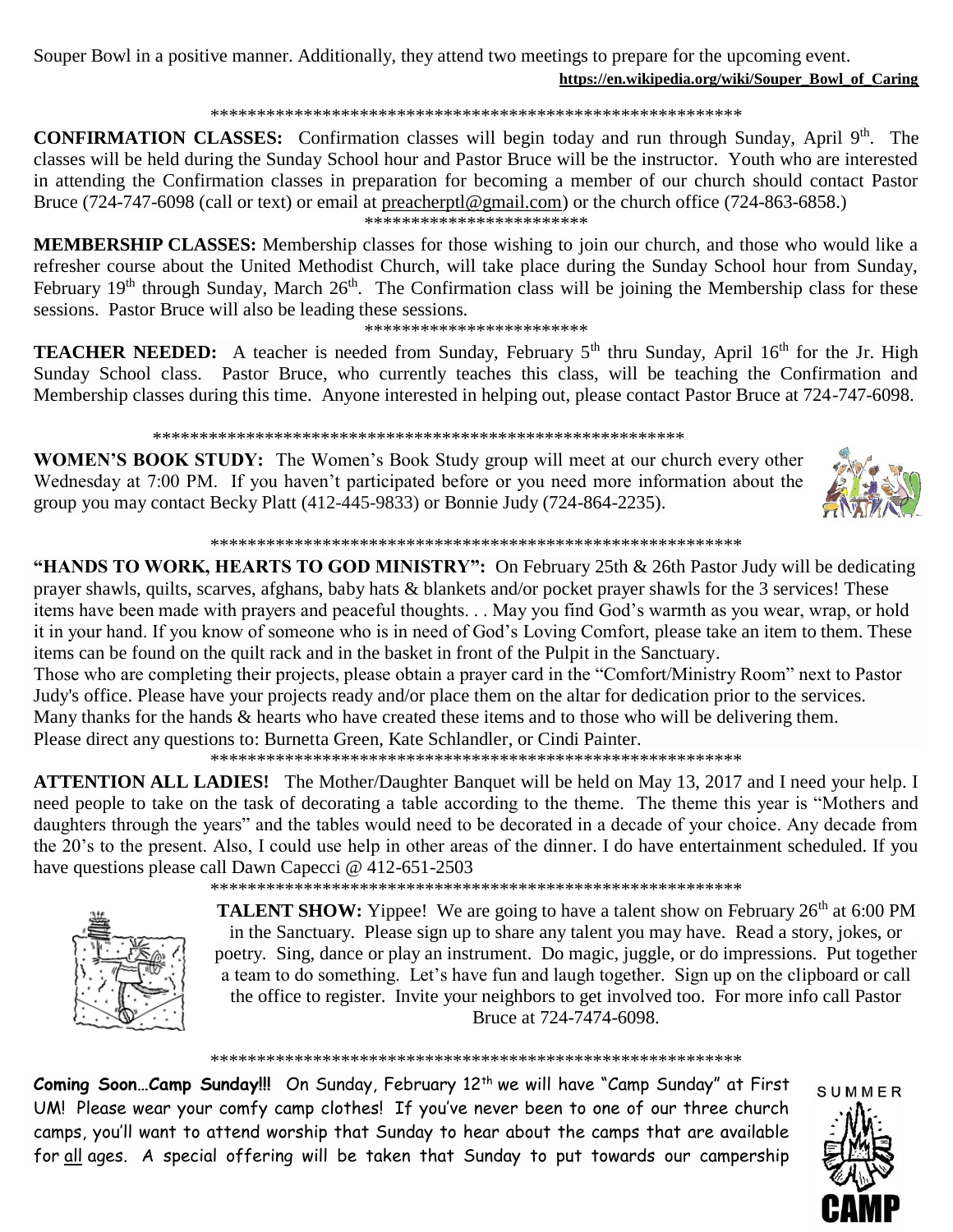Souper Bowl in a positive manner. Additionally, they attend two meetings to prepare for the upcoming event.

**https://en.wikipedia.org/wiki/Souper_Bowl_of_Caring**

\*\*\*\*\*\*\*\*\*\*\*\*\*\*\*\*\*\*\*\*\*\*\*\*\*\*\*\*\*\*\*\*\*\*\*\*\*\*\*\*\*\*\*\*\*\*\*\*\*\*\*\*\*\*\*\*\*\*\*\*

**CONFIRMATION CLASSES:** Confirmation classes will begin today and run through Sunday, April 9th. The classes will be held during the Sunday School hour and Pastor Bruce will be the instructor. Youth who are interested in attending the Confirmation classes in preparation for becoming a member of our church should contact Pastor Bruce (724-747-6098 (call or text) or email at preacherptl@gmail.com) or the church office (724-863-6858.)

\*\*\*\*\*\*\*\*\*\*\*\*\*\*\*\*\*\*\*\*\*\*\*\*

**MEMBERSHIP CLASSES:** Membership classes for those wishing to join our church, and those who would like a refresher course about the United Methodist Church, will take place during the Sunday School hour from Sunday, February 19th through Sunday, March 26th. The Confirmation class will be joining the Membership class for these sessions. Pastor Bruce will also be leading these sessions.

\*\*\*\*\*\*\*\*\*\*\*\*\*\*\*\*\*\*\*\*\*\*\*\*

**TEACHER NEEDED:** A teacher is needed from Sunday, February 5th thru Sunday, April 16th for the Jr. High Sunday School class. Pastor Bruce, who currently teaches this class, will be teaching the Confirmation and Membership classes during this time. Anyone interested in helping out, please contact Pastor Bruce at 724-747-6098.

\*\*\*\*\*\*\*\*\*\*\*\*\*\*\*\*\*\*\*\*\*\*\*\*\*\*\*\*\*\*\*\*\*\*\*\*\*\*\*\*\*\*\*\*\*\*\*\*\*\*\*\*\*\*\*\*\*\*\*\*

**WOMEN'S BOOK STUDY:** The Women's Book Study group will meet at our church every other Wednesday at 7:00 PM. If you haven't participated before or you need more information about the group you may contact Becky Platt (412-445-9833) or Bonnie Judy (724-864-2235).

\*\*\*\*\*\*\*\*\*\*\*\*\*\*\*\*\*\*\*\*\*\*\*\*\*\*\*\*\*\*\*\*\*\*\*\*\*\*\*\*\*\*\*\*\*\*\*\*\*\*\*\*\*\*\*\*\*\*\*\*

**"HANDS TO WORK, HEARTS TO GOD MINISTRY":** On February 25th & 26th Pastor Judy will be dedicating prayer shawls, quilts, scarves, afghans, baby hats & blankets and/or pocket prayer shawls for the 3 services! These items have been made with prayers and peaceful thoughts. . . May you find God's warmth as you wear, wrap, or hold it in your hand. If you know of someone who is in need of God's Loving Comfort, please take an item to them. These items can be found on the quilt rack and in the basket in front of the Pulpit in the Sanctuary.

Those who are completing their projects, please obtain a prayer card in the "Comfort/Ministry Room" next to Pastor Judy's office. Please have your projects ready and/or place them on the altar for dedication prior to the services. Many thanks for the hands & hearts who have created these items and to those who will be delivering them. Please direct any questions to: Burnetta Green, Kate Schlandler, or Cindi Painter.

\*\*\*\*\*\*\*\*\*\*\*\*\*\*\*\*\*\*\*\*\*\*\*\*\*\*\*\*\*\*\*\*\*\*\*\*\*\*\*\*\*\*\*\*\*\*\*\*\*\*\*\*\*\*\*\*\*\*\*\*

**ATTENTION ALL LADIES!** The Mother/Daughter Banquet will be held on May 13, 2017 and I need your help. I need people to take on the task of decorating a table according to the theme. The theme this year is "Mothers and daughters through the years" and the tables would need to be decorated in a decade of your choice. Any decade from the 20's to the present. Also, I could use help in other areas of the dinner. I do have entertainment scheduled. If you have questions please call Dawn Capecci @ 412-651-2503

\*\*\*\*\*\*\*\*\*\*\*\*\*\*\*\*\*\*\*\*\*\*\*\*\*\*\*\*\*\*\*\*\*\*\*\*\*\*\*\*\*\*\*\*\*\*\*\*\*\*\*\*\*\*\*\*\*\*\*\*

**TALENT SHOW:** Yippee! We are going to have a talent show on February 26th at 6:00 PM in the Sanctuary. Please sign up to share any talent you may have. Read a story, jokes, or poetry. Sing, dance or play an instrument. Do magic, juggle, or do impressions. Put together a team to do something. Let's have fun and laugh together. Sign up on the clipboard or call the office to register. Invite your neighbors to get involved too. For more info call Pastor Bruce at 724-7474-6098.

\*\*\*\*\*\*\*\*\*\*\*\*\*\*\*\*\*\*\*\*\*\*\*\*\*\*\*\*\*\*\*\*\*\*\*\*\*\*\*\*\*\*\*\*\*\*\*\*\*\*\*\*\*\*\*\*\*\*\*\*

**Coming Soon…Camp Sunday!!!** On Sunday, February 12th we will have "Camp Sunday" at First UM! Please wear your comfy camp clothes! If you've never been to one of our three church camps, you'll want to attend worship that Sunday to hear about the camps that are available for all ages. A special offering will be taken that Sunday to put towards our campership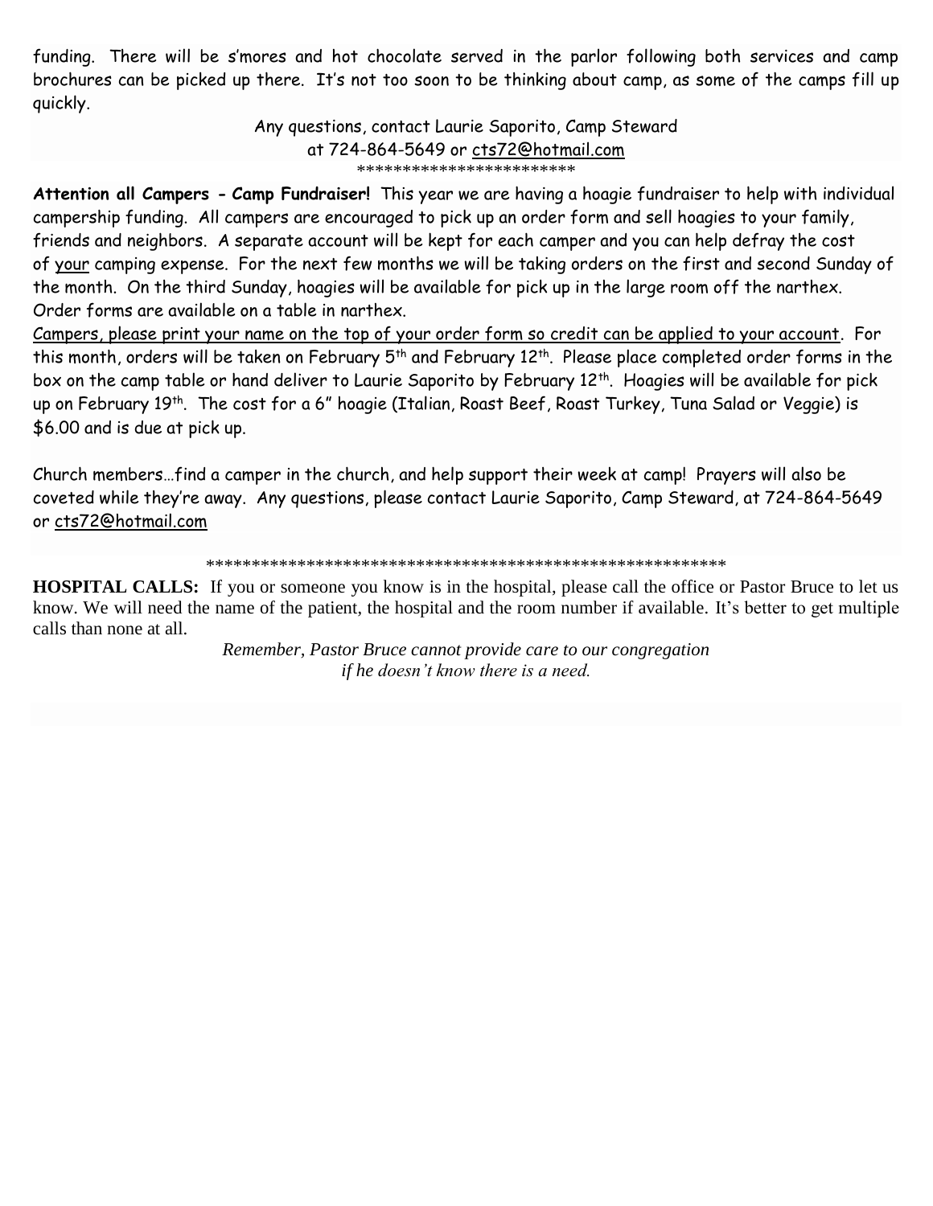funding. There will be s'mores and hot chocolate served in the parlor following both services and camp brochures can be picked up there. It's not too soon to be thinking about camp, as some of the camps fill up quickly.

Any questions, contact Laurie Saporito, Camp Steward
at 724-864-5649 or cts72@hotmail.com

***********************

**Attention all Campers - Camp Fundraiser!** This year we are having a hoagie fundraiser to help with individual campership funding. All campers are encouraged to pick up an order form and sell hoagies to your family, friends and neighbors. A separate account will be kept for each camper and you can help defray the cost of your camping expense. For the next few months we will be taking orders on the first and second Sunday of the month. On the third Sunday, hoagies will be available for pick up in the large room off the narthex. Order forms are available on a table in narthex.

Campers, please print your name on the top of your order form so credit can be applied to your account. For this month, orders will be taken on February 5th and February 12th. Please place completed order forms in the box on the camp table or hand deliver to Laurie Saporito by February 12th. Hoagies will be available for pick up on February 19th. The cost for a 6" hoagie (Italian, Roast Beef, Roast Turkey, Tuna Salad or Veggie) is $6.00 and is due at pick up.

Church members…find a camper in the church, and help support their week at camp! Prayers will also be coveted while they're away. Any questions, please contact Laurie Saporito, Camp Steward, at 724-864-5649 or cts72@hotmail.com

*********************************************************

**HOSPITAL CALLS:** If you or someone you know is in the hospital, please call the office or Pastor Bruce to let us know. We will need the name of the patient, the hospital and the room number if available. It's better to get multiple calls than none at all.

*Remember, Pastor Bruce cannot provide care to our congregation if he doesn't know there is a need.*